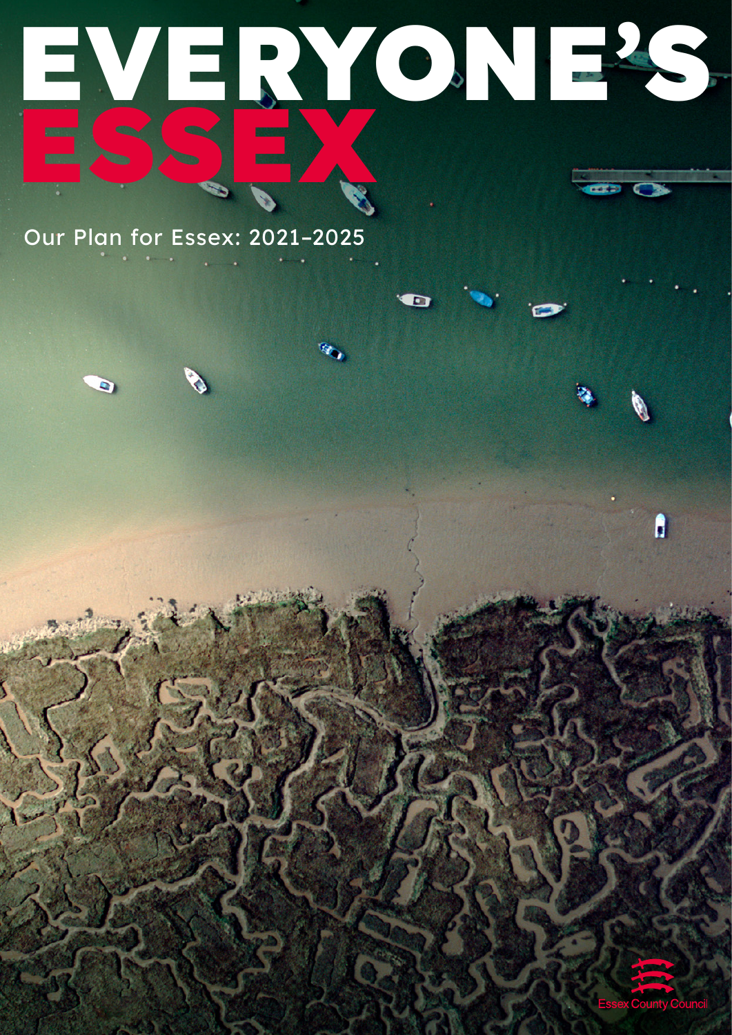# EVERYONE'S ESSEX

Our Plan for Essex: 2021–2025

Essex County Council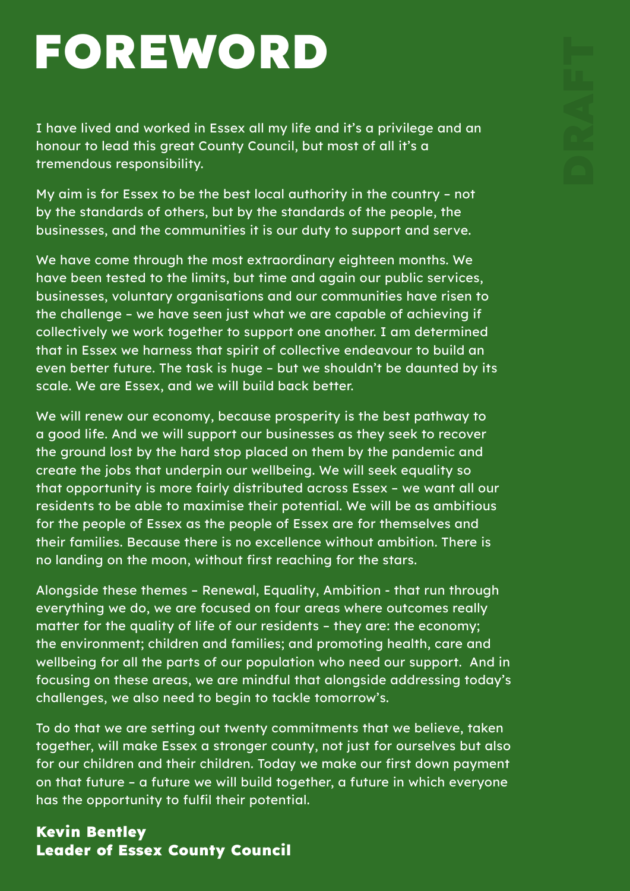# FOREWORD

DRAFT

I have lived and worked in Essex all my life and it's a privilege and an honour to lead this great County Council, but most of all it's a tremendous responsibility.

My aim is for Essex to be the best local authority in the country – not by the standards of others, but by the standards of the people, the businesses, and the communities it is our duty to support and serve.

We have come through the most extraordinary eighteen months. We have been tested to the limits, but time and again our public services, businesses, voluntary organisations and our communities have risen to the challenge – we have seen just what we are capable of achieving if collectively we work together to support one another. I am determined that in Essex we harness that spirit of collective endeavour to build an even better future. The task is huge – but we shouldn't be daunted by its scale. We are Essex, and we will build back better.

We will renew our economy, because prosperity is the best pathway to a good life. And we will support our businesses as they seek to recover the ground lost by the hard stop placed on them by the pandemic and create the jobs that underpin our wellbeing. We will seek equality so that opportunity is more fairly distributed across Essex – we want all our residents to be able to maximise their potential. We will be as ambitious for the people of Essex as the people of Essex are for themselves and their families. Because there is no excellence without ambition. There is no landing on the moon, without first reaching for the stars.

Alongside these themes – Renewal, Equality, Ambition - that run through everything we do, we are focused on four areas where outcomes really matter for the quality of life of our residents – they are: the economy; the environment; children and families; and promoting health, care and wellbeing for all the parts of our population who need our support. And in focusing on these areas, we are mindful that alongside addressing today's challenges, we also need to begin to tackle tomorrow's.

To do that we are setting out twenty commitments that we believe, taken together, will make Essex a stronger county, not just for ourselves but also for our children and their children. Today we make our first down payment on that future – a future we will build together, a future in which everyone has the opportunity to fulfil their potential.

**Kevin Bentley**
**Leader of Essex County Council**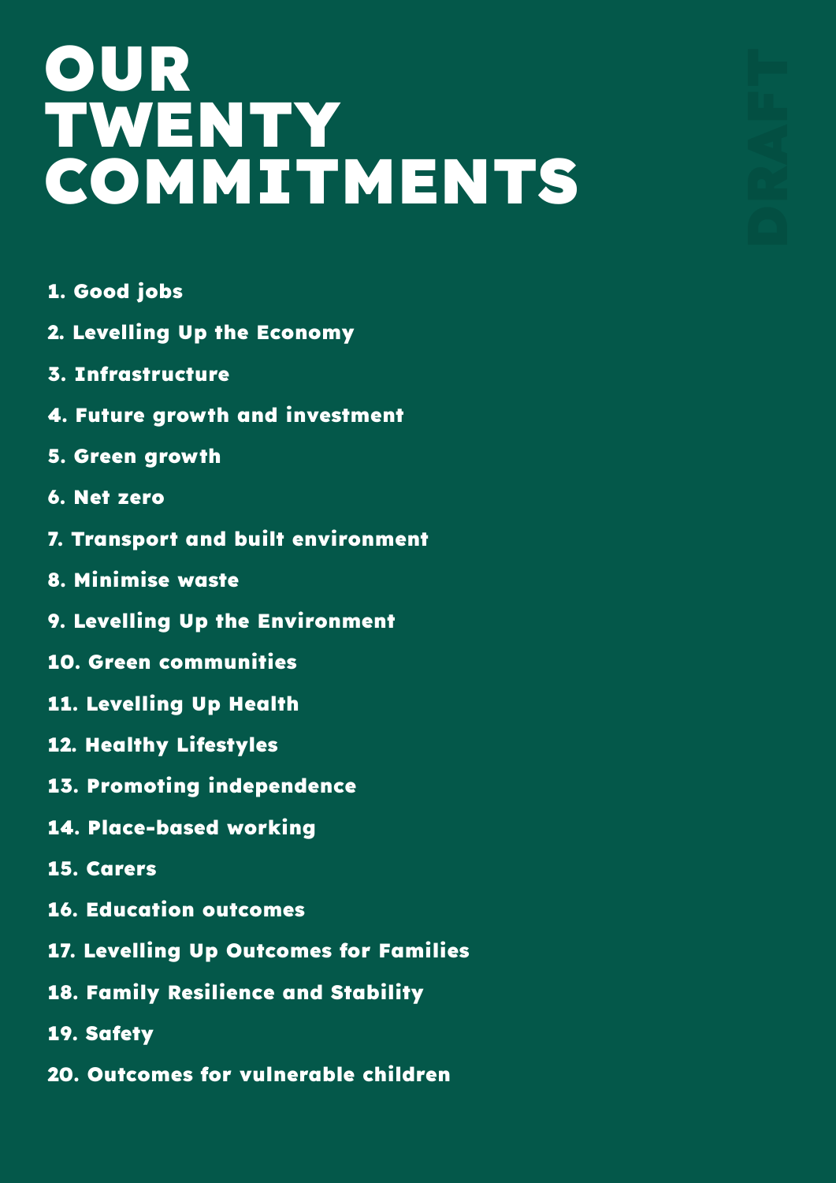# OUR TWENTY COMMITMENTS

DRAFT

1. Good jobs
2. Levelling Up the Economy
3. Infrastructure
4. Future growth and investment
5. Green growth
6. Net zero
7. Transport and built environment
8. Minimise waste
9. Levelling Up the Environment
10. Green communities
11. Levelling Up Health
12. Healthy Lifestyles
13. Promoting independence
14. Place-based working
15. Carers
16. Education outcomes
17. Levelling Up Outcomes for Families
18. Family Resilience and Stability
19. Safety
20. Outcomes for vulnerable children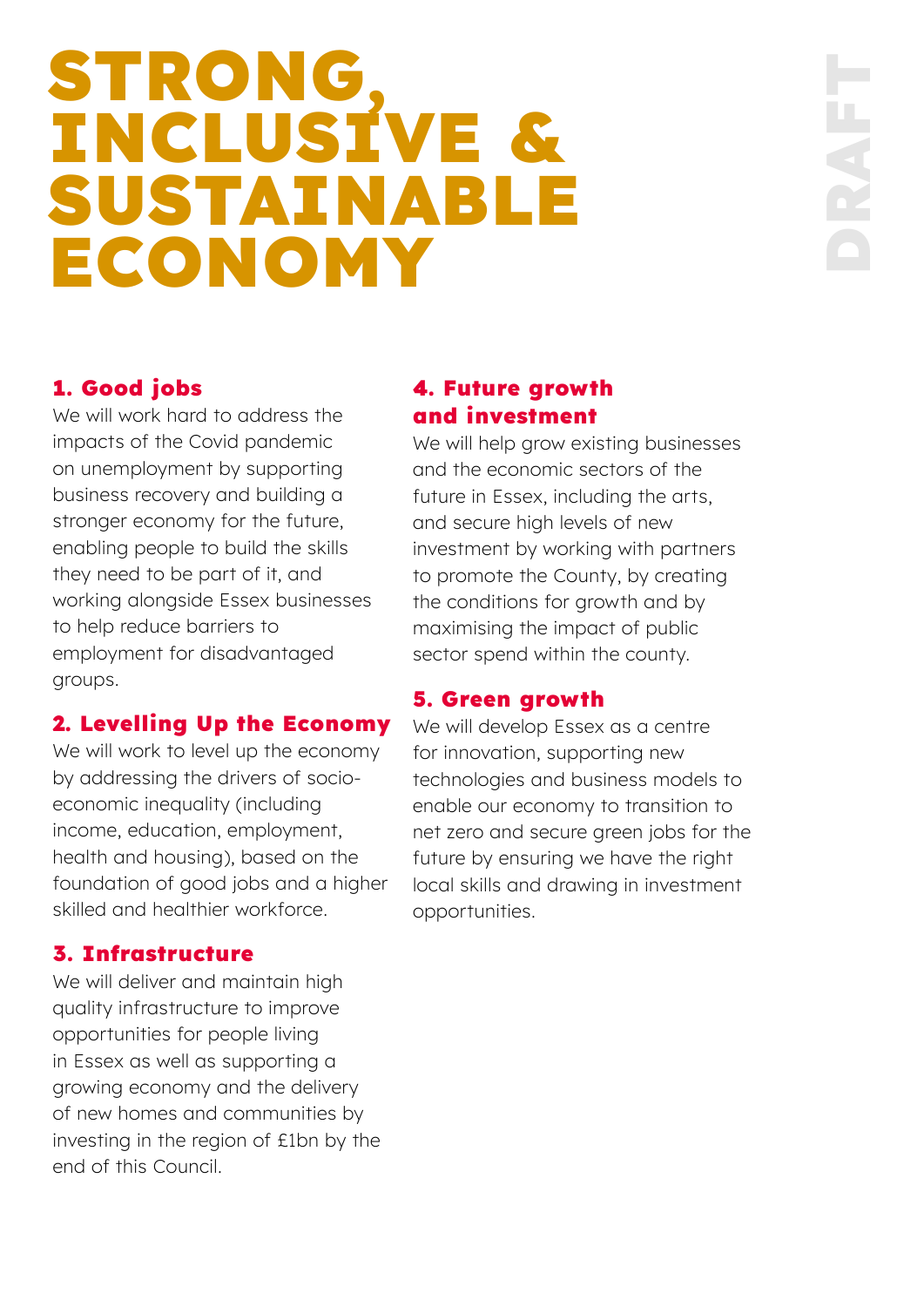# STRONG, INCLUSIVE & SUSTAINABLE ECONOMY

DRAFT

### 1. Good jobs

We will work hard to address the impacts of the Covid pandemic on unemployment by supporting business recovery and building a stronger economy for the future, enabling people to build the skills they need to be part of it, and working alongside Essex businesses to help reduce barriers to employment for disadvantaged groups.

### 2. Levelling Up the Economy

We will work to level up the economy by addressing the drivers of socio-economic inequality (including income, education, employment, health and housing), based on the foundation of good jobs and a higher skilled and healthier workforce.

### 3. Infrastructure

We will deliver and maintain high quality infrastructure to improve opportunities for people living in Essex as well as supporting a growing economy and the delivery of new homes and communities by investing in the region of £1bn by the end of this Council.

### 4. Future growth and investment

We will help grow existing businesses and the economic sectors of the future in Essex, including the arts, and secure high levels of new investment by working with partners to promote the County, by creating the conditions for growth and by maximising the impact of public sector spend within the county.

### 5. Green growth

We will develop Essex as a centre for innovation, supporting new technologies and business models to enable our economy to transition to net zero and secure green jobs for the future by ensuring we have the right local skills and drawing in investment opportunities.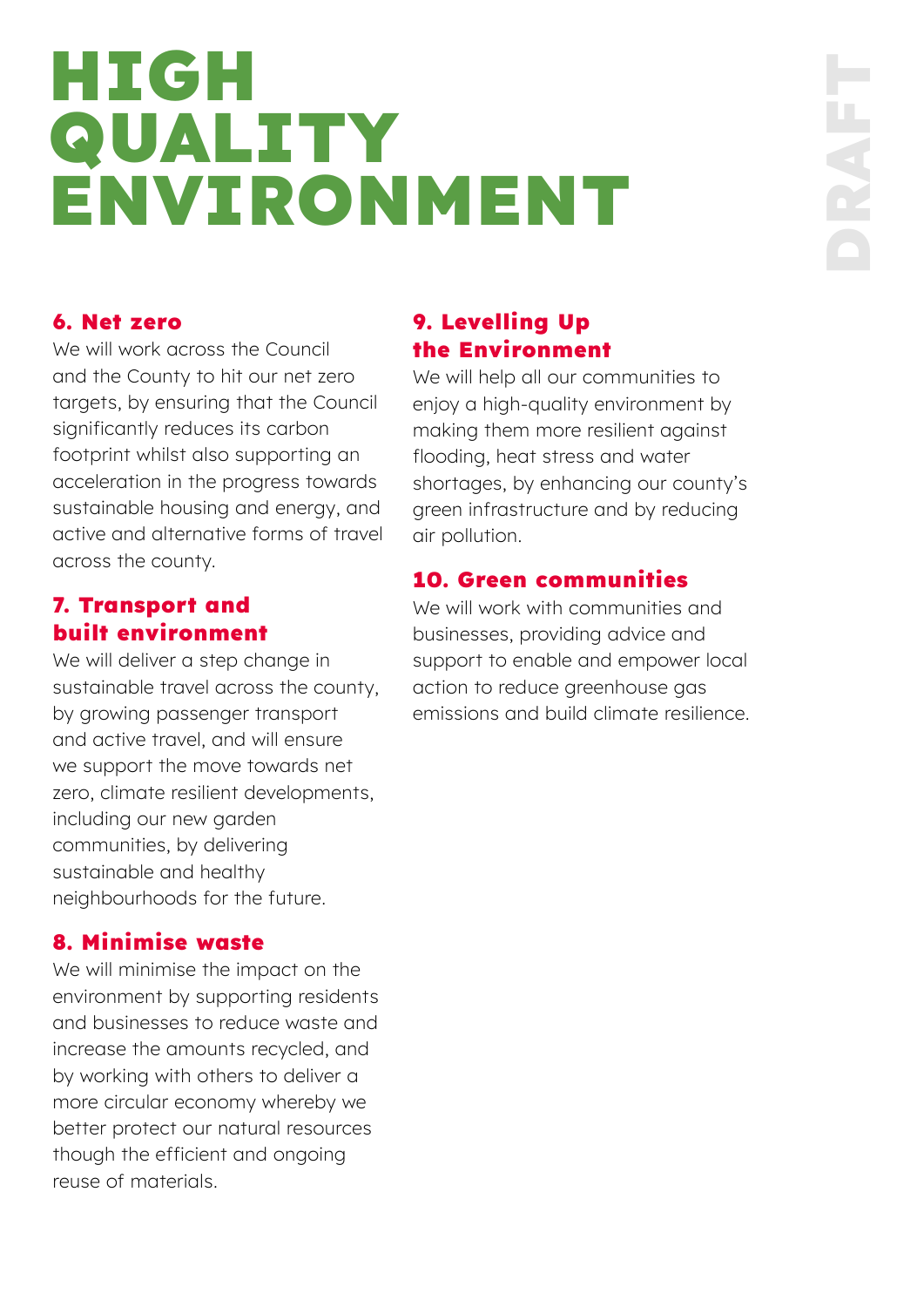# HIGH QUALITY ENVIRONMENT

DRAFT

### 6. Net zero

We will work across the Council and the County to hit our net zero targets, by ensuring that the Council significantly reduces its carbon footprint whilst also supporting an acceleration in the progress towards sustainable housing and energy, and active and alternative forms of travel across the county.

### 7. Transport and built environment

We will deliver a step change in sustainable travel across the county, by growing passenger transport and active travel, and will ensure we support the move towards net zero, climate resilient developments, including our new garden communities, by delivering sustainable and healthy neighbourhoods for the future.

### 8. Minimise waste

We will minimise the impact on the environment by supporting residents and businesses to reduce waste and increase the amounts recycled, and by working with others to deliver a more circular economy whereby we better protect our natural resources though the efficient and ongoing reuse of materials.

### 9. Levelling Up the Environment

We will help all our communities to enjoy a high-quality environment by making them more resilient against flooding, heat stress and water shortages, by enhancing our county's green infrastructure and by reducing air pollution.

### 10. Green communities

We will work with communities and businesses, providing advice and support to enable and empower local action to reduce greenhouse gas emissions and build climate resilience.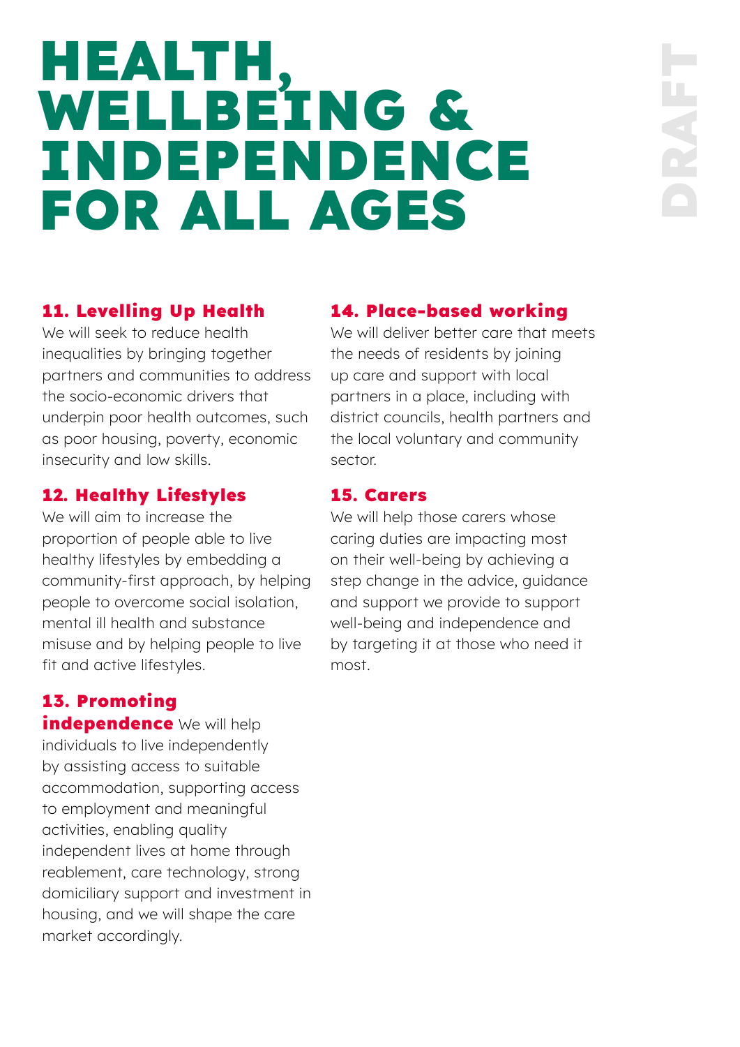# HEALTH, WELLBEING & INDEPENDENCE FOR ALL AGES

DRAFT

### 11. Levelling Up Health

We will seek to reduce health inequalities by bringing together partners and communities to address the socio-economic drivers that underpin poor health outcomes, such as poor housing, poverty, economic insecurity and low skills.

### 12. Healthy Lifestyles

We will aim to increase the proportion of people able to live healthy lifestyles by embedding a community-first approach, by helping people to overcome social isolation, mental ill health and substance misuse and by helping people to live fit and active lifestyles.

### 13. Promoting independence

We will help individuals to live independently by assisting access to suitable accommodation, supporting access to employment and meaningful activities, enabling quality independent lives at home through reablement, care technology, strong domiciliary support and investment in housing, and we will shape the care market accordingly.

### 14. Place-based working

We will deliver better care that meets the needs of residents by joining up care and support with local partners in a place, including with district councils, health partners and the local voluntary and community sector.

### 15. Carers

We will help those carers whose caring duties are impacting most on their well-being by achieving a step change in the advice, guidance and support we provide to support well-being and independence and by targeting it at those who need it most.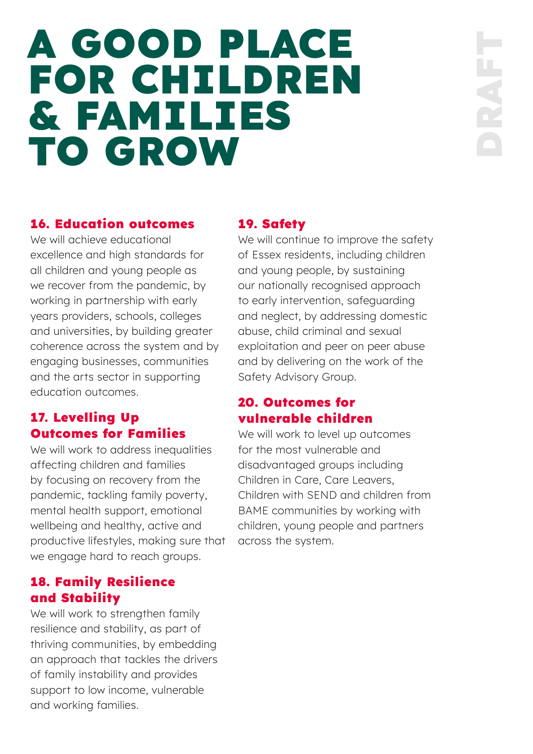# A GOOD PLACE FOR CHILDREN & FAMILIES TO GROW

DRAFT

### 16. Education outcomes

We will achieve educational excellence and high standards for all children and young people as we recover from the pandemic, by working in partnership with early years providers, schools, colleges and universities, by building greater coherence across the system and by engaging businesses, communities and the arts sector in supporting education outcomes.

### 17. Levelling Up Outcomes for Families

We will work to address inequalities affecting children and families by focusing on recovery from the pandemic, tackling family poverty, mental health support, emotional wellbeing and healthy, active and productive lifestyles, making sure that we engage hard to reach groups.

### 18. Family Resilience and Stability

We will work to strengthen family resilience and stability, as part of thriving communities, by embedding an approach that tackles the drivers of family instability and provides support to low income, vulnerable and working families.

### 19. Safety

We will continue to improve the safety of Essex residents, including children and young people, by sustaining our nationally recognised approach to early intervention, safeguarding and neglect, by addressing domestic abuse, child criminal and sexual exploitation and peer on peer abuse and by delivering on the work of the Safety Advisory Group.

### 20. Outcomes for vulnerable children

We will work to level up outcomes for the most vulnerable and disadvantaged groups including Children in Care, Care Leavers, Children with SEND and children from BAME communities by working with children, young people and partners across the system.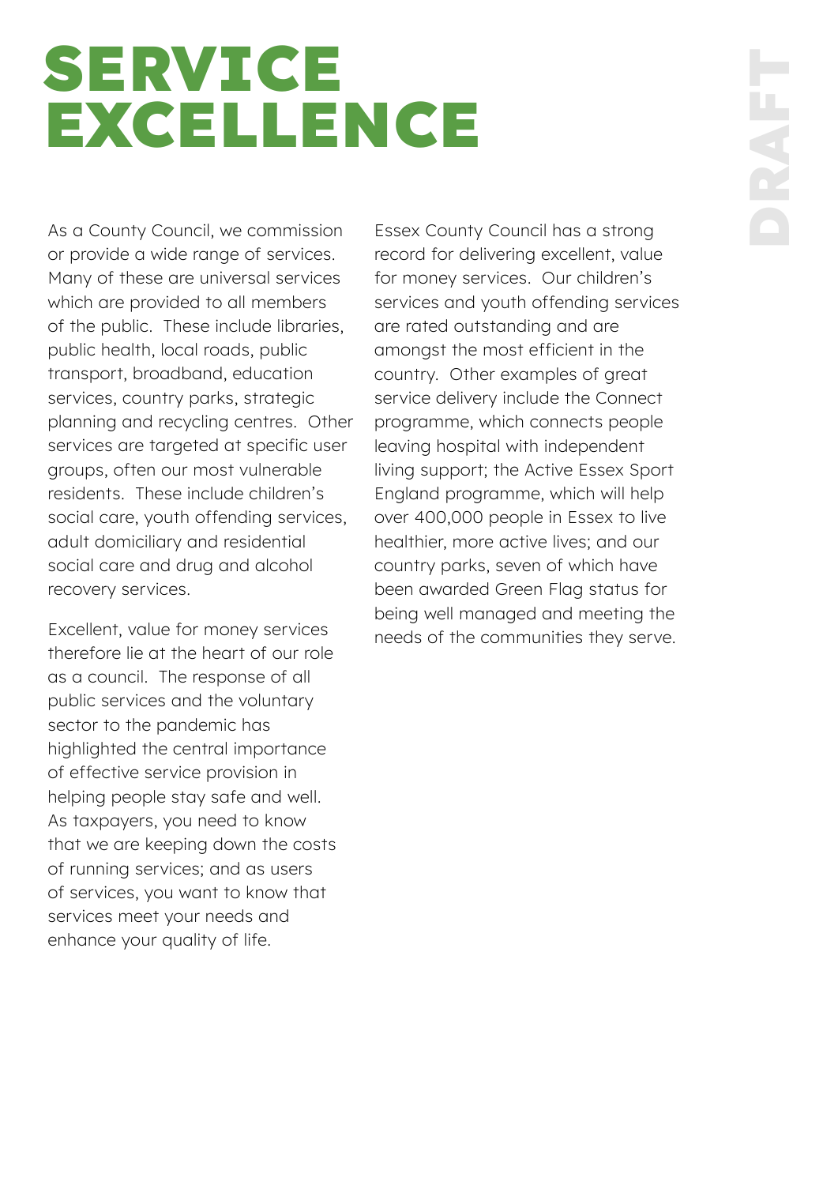# SERVICE EXCELLENCE

DRAFT

As a County Council, we commission or provide a wide range of services. Many of these are universal services which are provided to all members of the public. These include libraries, public health, local roads, public transport, broadband, education services, country parks, strategic planning and recycling centres. Other services are targeted at specific user groups, often our most vulnerable residents. These include children's social care, youth offending services, adult domiciliary and residential social care and drug and alcohol recovery services.

Excellent, value for money services therefore lie at the heart of our role as a council. The response of all public services and the voluntary sector to the pandemic has highlighted the central importance of effective service provision in helping people stay safe and well. As taxpayers, you need to know that we are keeping down the costs of running services; and as users of services, you want to know that services meet your needs and enhance your quality of life.

Essex County Council has a strong record for delivering excellent, value for money services. Our children's services and youth offending services are rated outstanding and are amongst the most efficient in the country. Other examples of great service delivery include the Connect programme, which connects people leaving hospital with independent living support; the Active Essex Sport England programme, which will help over 400,000 people in Essex to live healthier, more active lives; and our country parks, seven of which have been awarded Green Flag status for being well managed and meeting the needs of the communities they serve.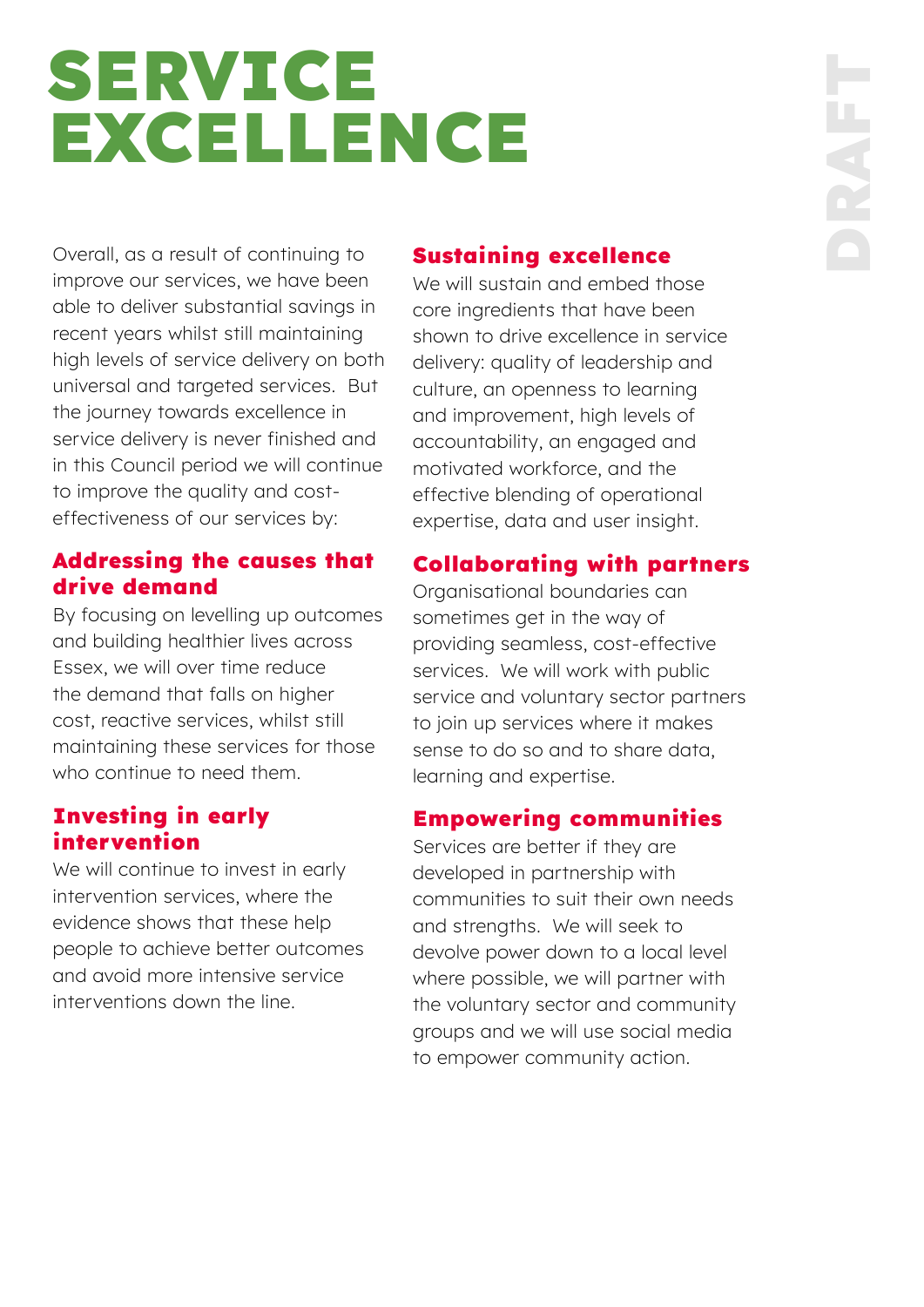# SERVICE EXCELLENCE

Overall, as a result of continuing to improve our services, we have been able to deliver substantial savings in recent years whilst still maintaining high levels of service delivery on both universal and targeted services. But the journey towards excellence in service delivery is never finished and in this Council period we will continue to improve the quality and cost-effectiveness of our services by:

### Addressing the causes that drive demand

By focusing on levelling up outcomes and building healthier lives across Essex, we will over time reduce the demand that falls on higher cost, reactive services, whilst still maintaining these services for those who continue to need them.

### Investing in early intervention

We will continue to invest in early intervention services, where the evidence shows that these help people to achieve better outcomes and avoid more intensive service interventions down the line.

### Sustaining excellence

We will sustain and embed those core ingredients that have been shown to drive excellence in service delivery: quality of leadership and culture, an openness to learning and improvement, high levels of accountability, an engaged and motivated workforce, and the effective blending of operational expertise, data and user insight.

### Collaborating with partners

Organisational boundaries can sometimes get in the way of providing seamless, cost-effective services. We will work with public service and voluntary sector partners to join up services where it makes sense to do so and to share data, learning and expertise.

### Empowering communities

Services are better if they are developed in partnership with communities to suit their own needs and strengths. We will seek to devolve power down to a local level where possible, we will partner with the voluntary sector and community groups and we will use social media to empower community action.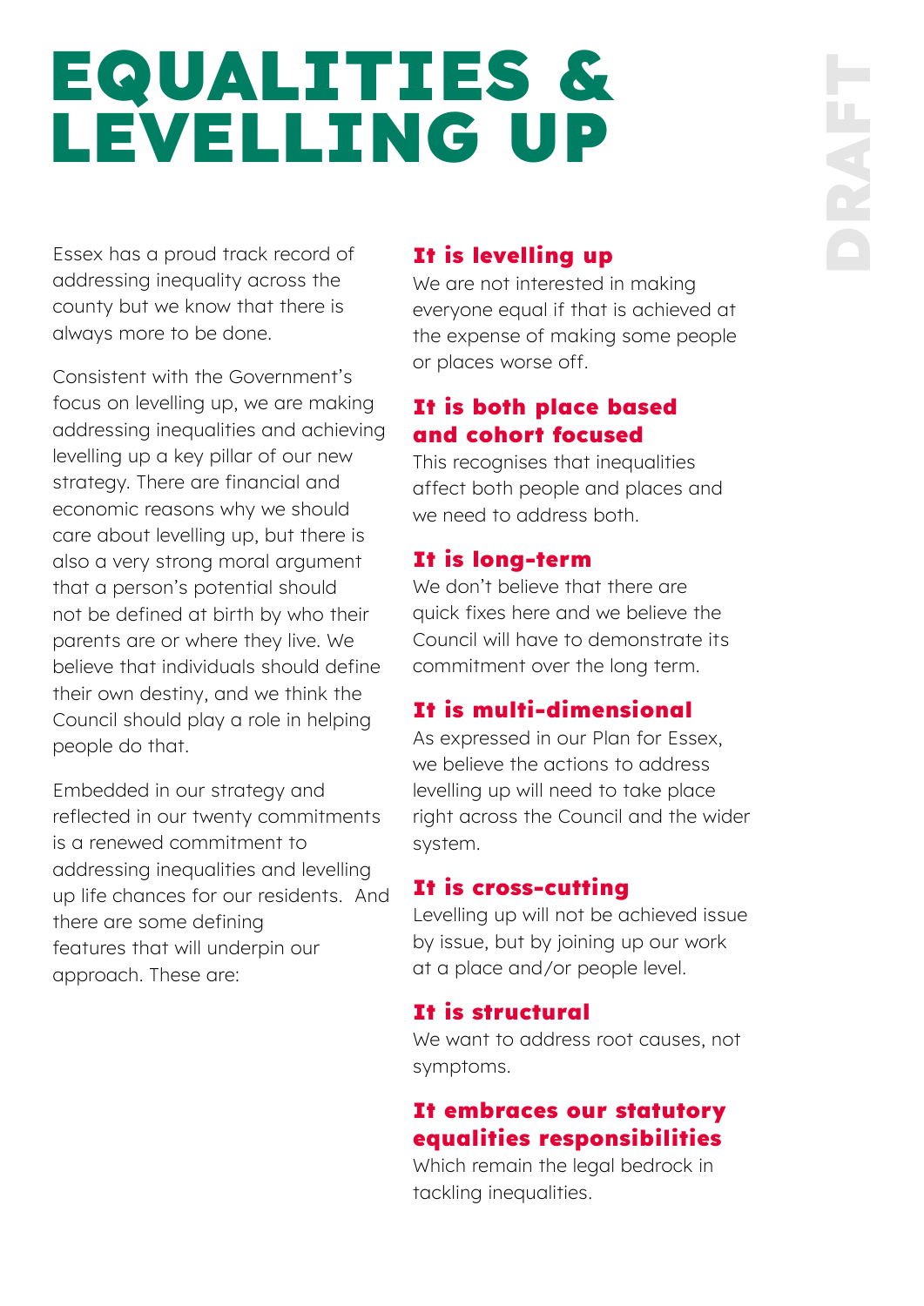# EQUALITIES & LEVELLING UP

Essex has a proud track record of addressing inequality across the county but we know that there is always more to be done.

Consistent with the Government's focus on levelling up, we are making addressing inequalities and achieving levelling up a key pillar of our new strategy. There are financial and economic reasons why we should care about levelling up, but there is also a very strong moral argument that a person's potential should not be defined at birth by who their parents are or where they live. We believe that individuals should define their own destiny, and we think the Council should play a role in helping people do that.

Embedded in our strategy and reflected in our twenty commitments is a renewed commitment to addressing inequalities and levelling up life chances for our residents. And there are some defining features that will underpin our approach. These are:

### It is levelling up

We are not interested in making everyone equal if that is achieved at the expense of making some people or places worse off.

### It is both place based and cohort focused

This recognises that inequalities affect both people and places and we need to address both.

### It is long-term

We don't believe that there are quick fixes here and we believe the Council will have to demonstrate its commitment over the long term.

### It is multi-dimensional

As expressed in our Plan for Essex, we believe the actions to address levelling up will need to take place right across the Council and the wider system.

### It is cross-cutting

Levelling up will not be achieved issue by issue, but by joining up our work at a place and/or people level.

### It is structural

We want to address root causes, not symptoms.

### It embraces our statutory equalities responsibilities

Which remain the legal bedrock in tackling inequalities.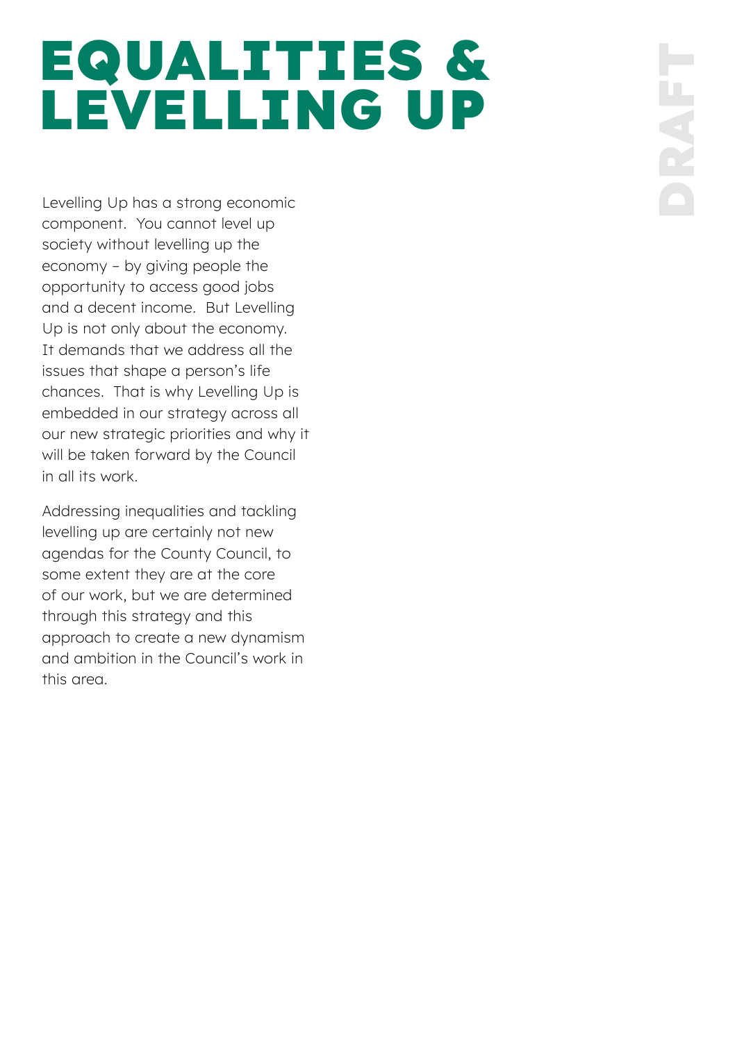# EQUALITIES & LEVELLING UP

Levelling Up has a strong economic component. You cannot level up society without levelling up the economy – by giving people the opportunity to access good jobs and a decent income. But Levelling Up is not only about the economy. It demands that we address all the issues that shape a person's life chances. That is why Levelling Up is embedded in our strategy across all our new strategic priorities and why it will be taken forward by the Council in all its work.

Addressing inequalities and tackling levelling up are certainly not new agendas for the County Council, to some extent they are at the core of our work, but we are determined through this strategy and this approach to create a new dynamism and ambition in the Council's work in this area.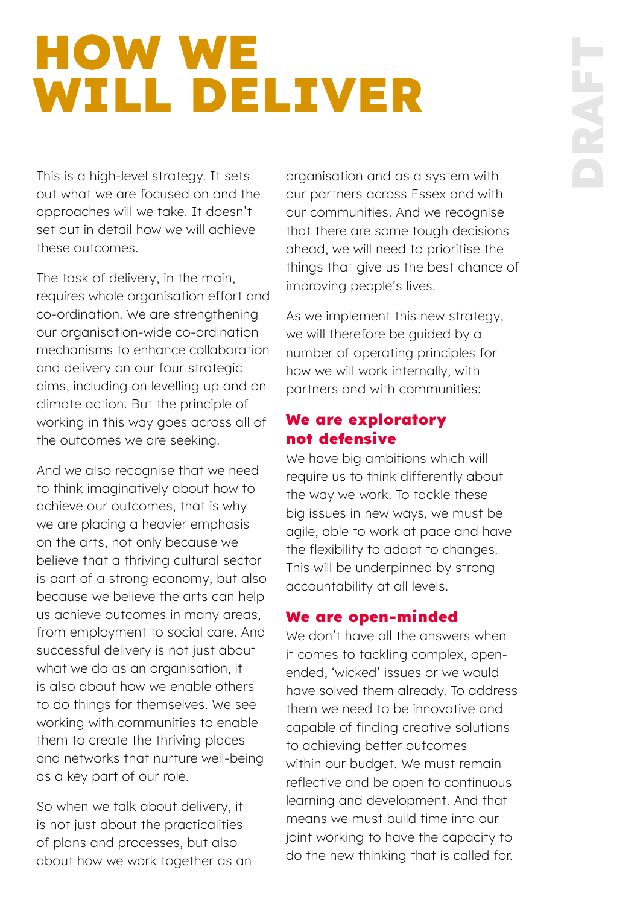# HOW WE WILL DELIVER

DRAFT

This is a high-level strategy. It sets out what we are focused on and the approaches will we take. It doesn't set out in detail how we will achieve these outcomes.

The task of delivery, in the main, requires whole organisation effort and co-ordination. We are strengthening our organisation-wide co-ordination mechanisms to enhance collaboration and delivery on our four strategic aims, including on levelling up and on climate action. But the principle of working in this way goes across all of the outcomes we are seeking.

And we also recognise that we need to think imaginatively about how to achieve our outcomes, that is why we are placing a heavier emphasis on the arts, not only because we believe that a thriving cultural sector is part of a strong economy, but also because we believe the arts can help us achieve outcomes in many areas, from employment to social care. And successful delivery is not just about what we do as an organisation, it is also about how we enable others to do things for themselves. We see working with communities to enable them to create the thriving places and networks that nurture well-being as a key part of our role.

So when we talk about delivery, it is not just about the practicalities of plans and processes, but also about how we work together as an organisation and as a system with our partners across Essex and with our communities. And we recognise that there are some tough decisions ahead, we will need to prioritise the things that give us the best chance of improving people's lives.

As we implement this new strategy, we will therefore be guided by a number of operating principles for how we will work internally, with partners and with communities:

### We are exploratory not defensive

We have big ambitions which will require us to think differently about the way we work. To tackle these big issues in new ways, we must be agile, able to work at pace and have the flexibility to adapt to changes. This will be underpinned by strong accountability at all levels.

### We are open-minded

We don't have all the answers when it comes to tackling complex, open-ended, 'wicked' issues or we would have solved them already. To address them we need to be innovative and capable of finding creative solutions to achieving better outcomes within our budget. We must remain reflective and be open to continuous learning and development. And that means we must build time into our joint working to have the capacity to do the new thinking that is called for.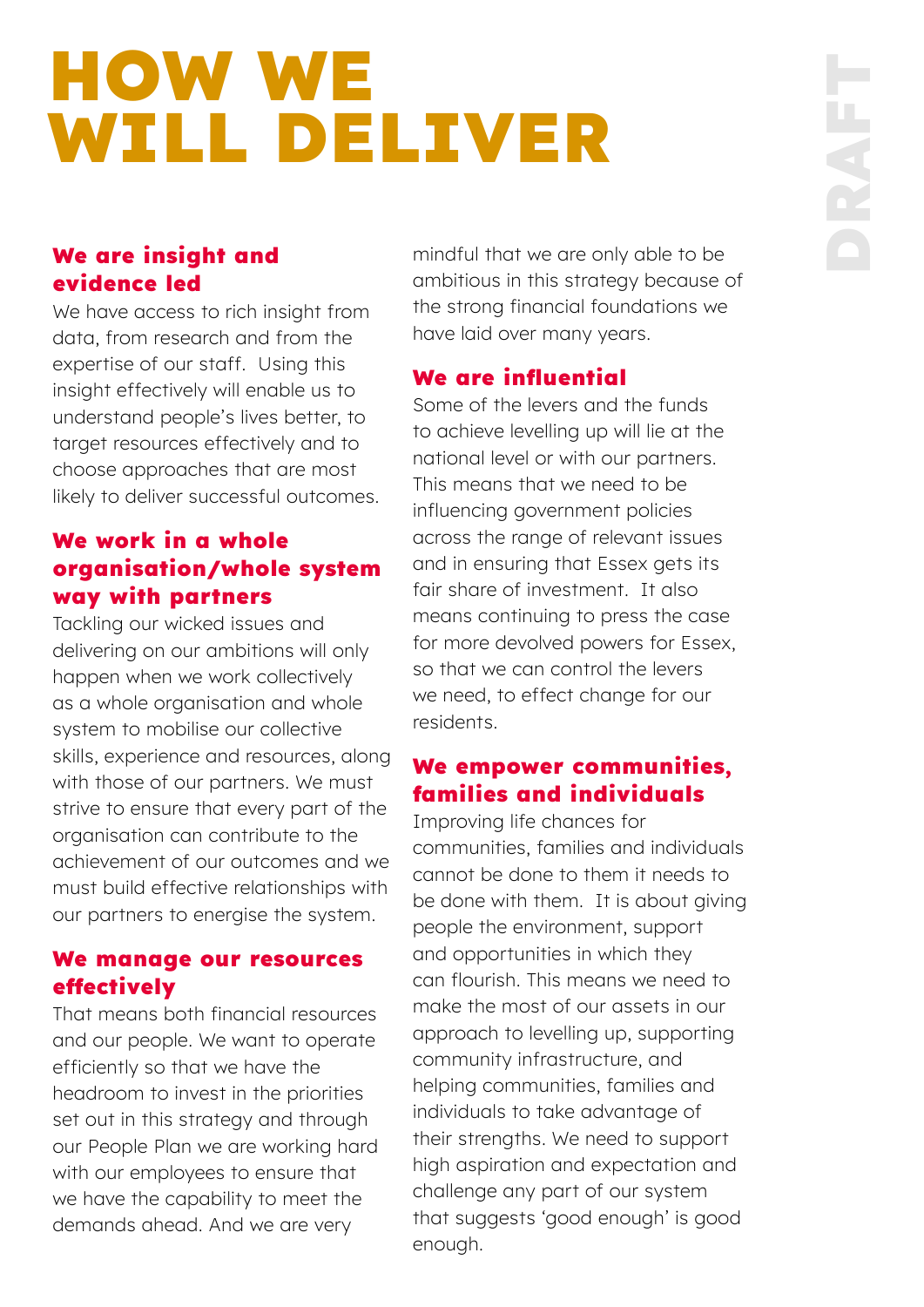# HOW WE WILL DELIVER

DRAFT

### We are insight and evidence led

We have access to rich insight from data, from research and from the expertise of our staff. Using this insight effectively will enable us to understand people's lives better, to target resources effectively and to choose approaches that are most likely to deliver successful outcomes.

### We work in a whole organisation/whole system way with partners

Tackling our wicked issues and delivering on our ambitions will only happen when we work collectively as a whole organisation and whole system to mobilise our collective skills, experience and resources, along with those of our partners. We must strive to ensure that every part of the organisation can contribute to the achievement of our outcomes and we must build effective relationships with our partners to energise the system.

### We manage our resources effectively

That means both financial resources and our people. We want to operate efficiently so that we have the headroom to invest in the priorities set out in this strategy and through our People Plan we are working hard with our employees to ensure that we have the capability to meet the demands ahead. And we are very mindful that we are only able to be ambitious in this strategy because of the strong financial foundations we have laid over many years.

### We are influential

Some of the levers and the funds to achieve levelling up will lie at the national level or with our partners. This means that we need to be influencing government policies across the range of relevant issues and in ensuring that Essex gets its fair share of investment. It also means continuing to press the case for more devolved powers for Essex, so that we can control the levers we need, to effect change for our residents.

### We empower communities, families and individuals

Improving life chances for communities, families and individuals cannot be done to them it needs to be done with them. It is about giving people the environment, support and opportunities in which they can flourish. This means we need to make the most of our assets in our approach to levelling up, supporting community infrastructure, and helping communities, families and individuals to take advantage of their strengths. We need to support high aspiration and expectation and challenge any part of our system that suggests 'good enough' is good enough.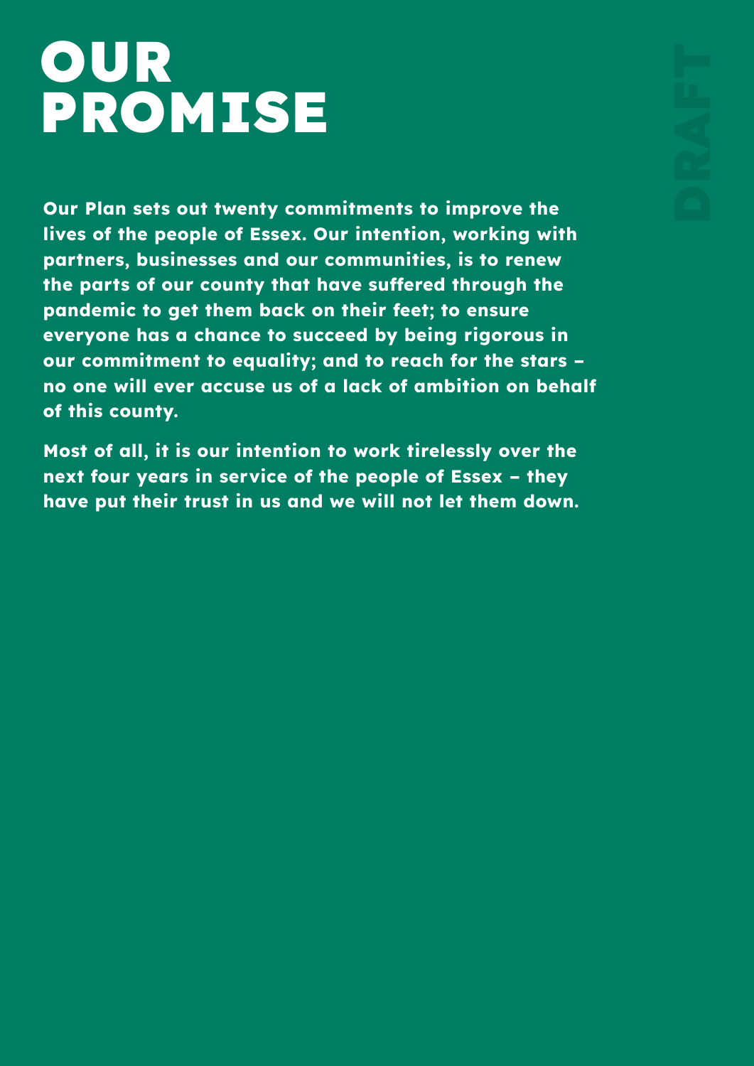# OUR PROMISE

DRAFT

**Our Plan sets out twenty commitments to improve the lives of the people of Essex. Our intention, working with partners, businesses and our communities, is to renew the parts of our county that have suffered through the pandemic to get them back on their feet; to ensure everyone has a chance to succeed by being rigorous in our commitment to equality; and to reach for the stars – no one will ever accuse us of a lack of ambition on behalf of this county.**

**Most of all, it is our intention to work tirelessly over the next four years in service of the people of Essex – they have put their trust in us and we will not let them down.**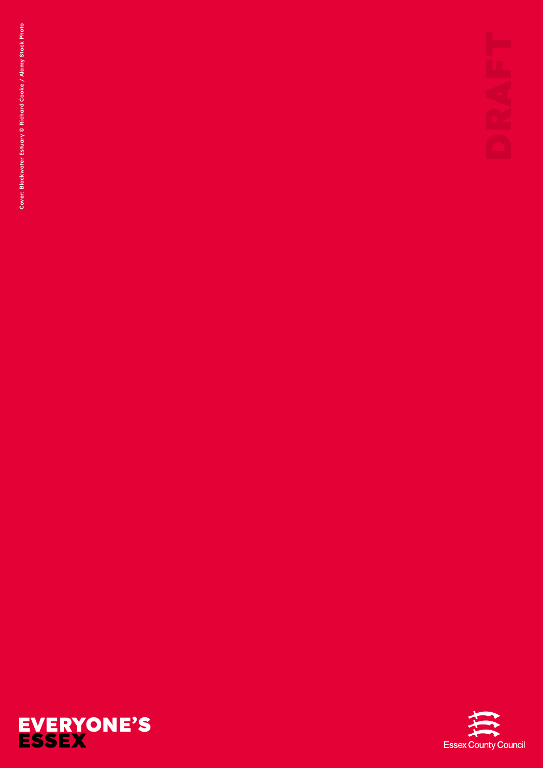Cover: Blackwater Estuary © Richard Cooke / Alamy Stock Photo

DRAFT

EVERYONE'S ESSEX

Essex County Council